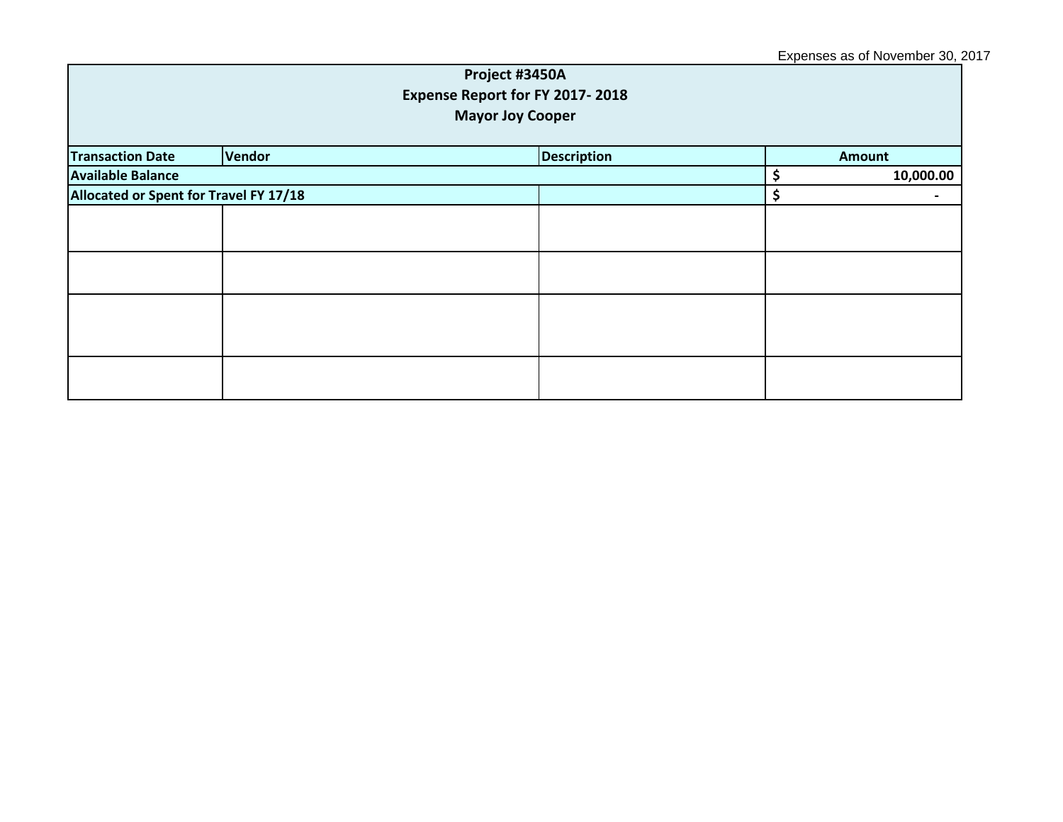Expenses as of November 30, 2017

| Project #3450A<br>Expense Report for FY 2017- 2018<br>Mayor Joy Cooper | | | |
|---|---|---|---|
| **Transaction Date** | **Vendor** | **Description** | **Amount** |
| **Available Balance** | | | **$ 10,000.00** |
| **Allocated or Spent for Travel FY 17/18** | | | **$ -** |
| | | | |
| | | | |
| | | | |
| | | | |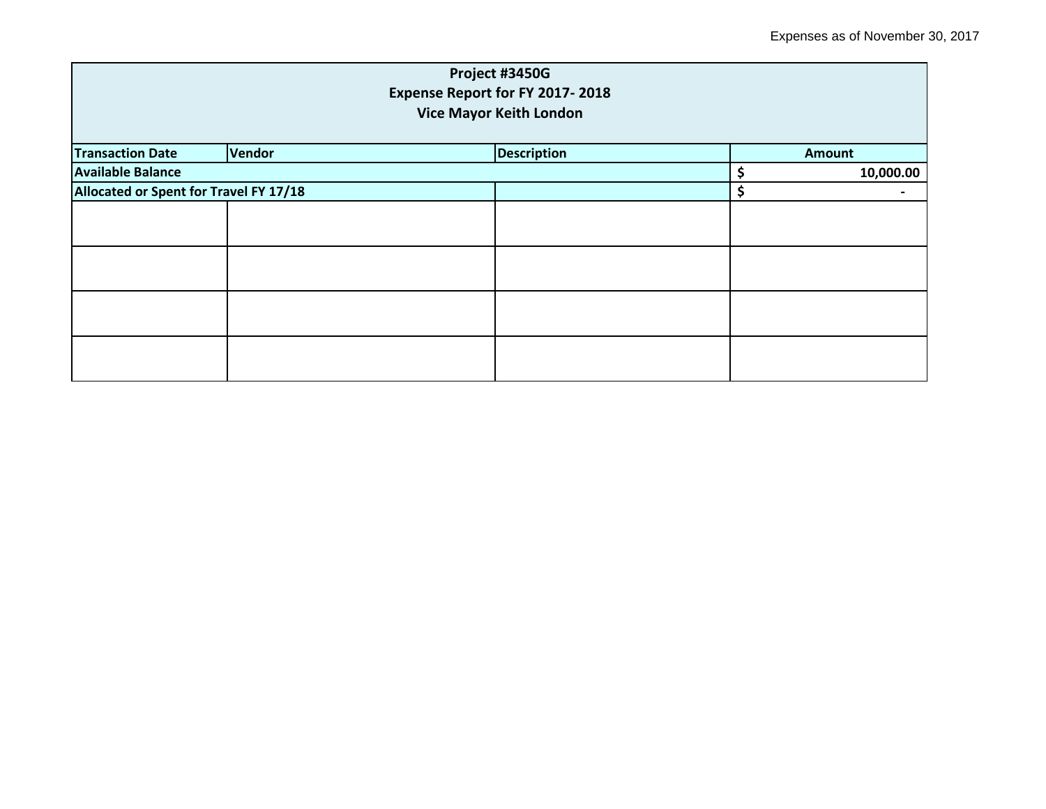Expenses as of November 30, 2017

| Project #3450G<br>Expense Report for FY 2017- 2018<br>Vice Mayor Keith London | | | |
|---|---|---|---|
| **Transaction Date** | **Vendor** | **Description** | **Amount** |
| **Available Balance** | | | **$ 10,000.00** |
| **Allocated or Spent for Travel FY 17/18** | | | **$ -** |
| | | | |
| | | | |
| | | | |
| | | | |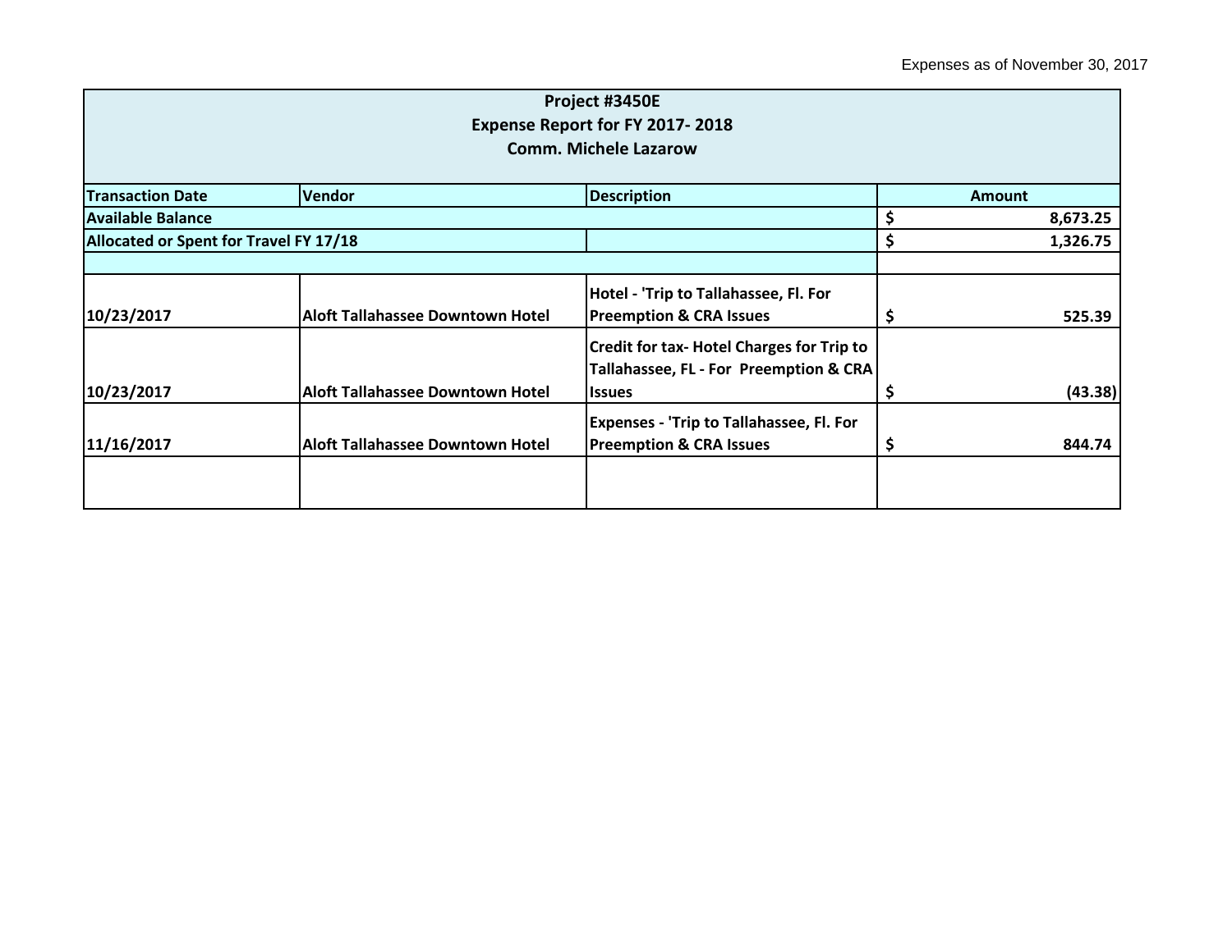Expenses as of November 30, 2017

| Project #3450E<br>Expense Report for FY 2017- 2018<br>Comm. Michele Lazarow | | | |
|---|---|---|---|
| **Transaction Date** | **Vendor** | **Description** | **Amount** |
| **Available Balance** | | | **$ 8,673.25** |
| **Allocated or Spent for Travel FY 17/18** | | | **$ 1,326.75** |
| | | | |
| **10/23/2017** | **Aloft Tallahassee Downtown Hotel** | **Hotel - 'Trip to Tallahassee, Fl. For Preemption & CRA Issues** | **$ 525.39** |
| **10/23/2017** | **Aloft Tallahassee Downtown Hotel** | **Credit for tax- Hotel Charges for Trip to Tallahassee, FL - For Preemption & CRA Issues** | **$ (43.38)** |
| **11/16/2017** | **Aloft Tallahassee Downtown Hotel** | **Expenses - 'Trip to Tallahassee, Fl. For Preemption & CRA Issues** | **$ 844.74** |
| | | | |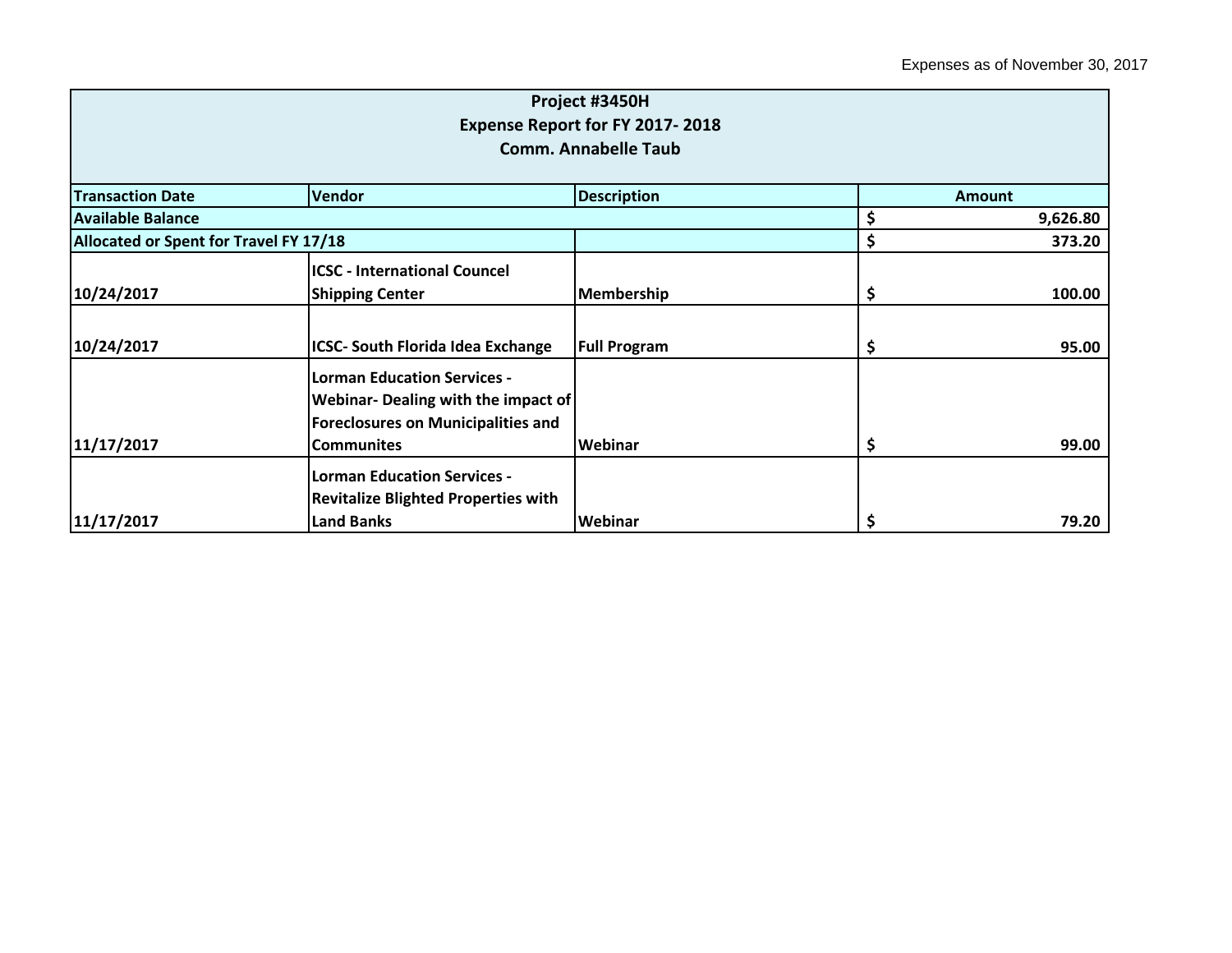Expenses as of November 30, 2017

| Project #3450H<br>Expense Report for FY 2017- 2018<br>Comm. Annabelle Taub | | | |
|---|---|---|---|
| **Transaction Date** | **Vendor** | **Description** | **Amount** |
| **Available Balance** | | | **$ 9,626.80** |
| **Allocated or Spent for Travel FY 17/18** | | | **$ 373.20** |
| **10/24/2017** | **ICSC - International Councel Shipping Center** | **Membership** | **$ 100.00** |
| **10/24/2017** | **ICSC- South Florida Idea Exchange** | **Full Program** | **$ 95.00** |
| **11/17/2017** | **Lorman Education Services - Webinar- Dealing with the impact of Foreclosures on Municipalities and Communites** | **Webinar** | **$ 99.00** |
| **11/17/2017** | **Lorman Education Services - Revitalize Blighted Properties with Land Banks** | **Webinar** | **$ 79.20** |